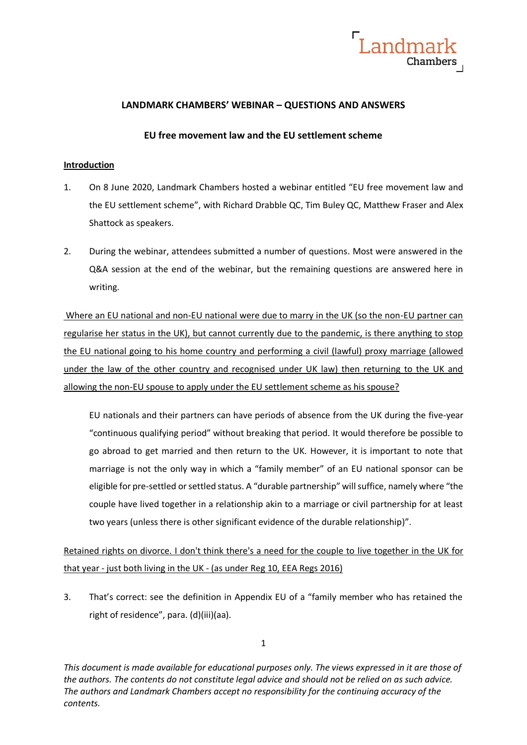**LANDMARK CHAMBERS' WEBINAR – QUESTIONS AND ANSWERS**

**EU free movement law and the EU settlement scheme**

**Introduction**

1. On 8 June 2020, Landmark Chambers hosted a webinar entitled "EU free movement law and the EU settlement scheme", with Richard Drabble QC, Tim Buley QC, Matthew Fraser and Alex Shattock as speakers.

2. During the webinar, attendees submitted a number of questions. Most were answered in the Q&A session at the end of the webinar, but the remaining questions are answered here in writing.

Where an EU national and non-EU national were due to marry in the UK (so the non-EU partner can regularise her status in the UK), but cannot currently due to the pandemic, is there anything to stop the EU national going to his home country and performing a civil (lawful) proxy marriage (allowed under the law of the other country and recognised under UK law) then returning to the UK and allowing the non-EU spouse to apply under the EU settlement scheme as his spouse?

EU nationals and their partners can have periods of absence from the UK during the five-year "continuous qualifying period" without breaking that period. It would therefore be possible to go abroad to get married and then return to the UK. However, it is important to note that marriage is not the only way in which a "family member" of an EU national sponsor can be eligible for pre-settled or settled status. A "durable partnership" will suffice, namely where "the couple have lived together in a relationship akin to a marriage or civil partnership for at least two years (unless there is other significant evidence of the durable relationship)".

Retained rights on divorce. I don't think there's a need for the couple to live together in the UK for that year - just both living in the UK - (as under Reg 10, EEA Regs 2016)

3. That's correct: see the definition in Appendix EU of a "family member who has retained the right of residence", para. (d)(iii)(aa).

*This document is made available for educational purposes only. The views expressed in it are those of the authors. The contents do not constitute legal advice and should not be relied on as such advice. The authors and Landmark Chambers accept no responsibility for the continuing accuracy of the contents.*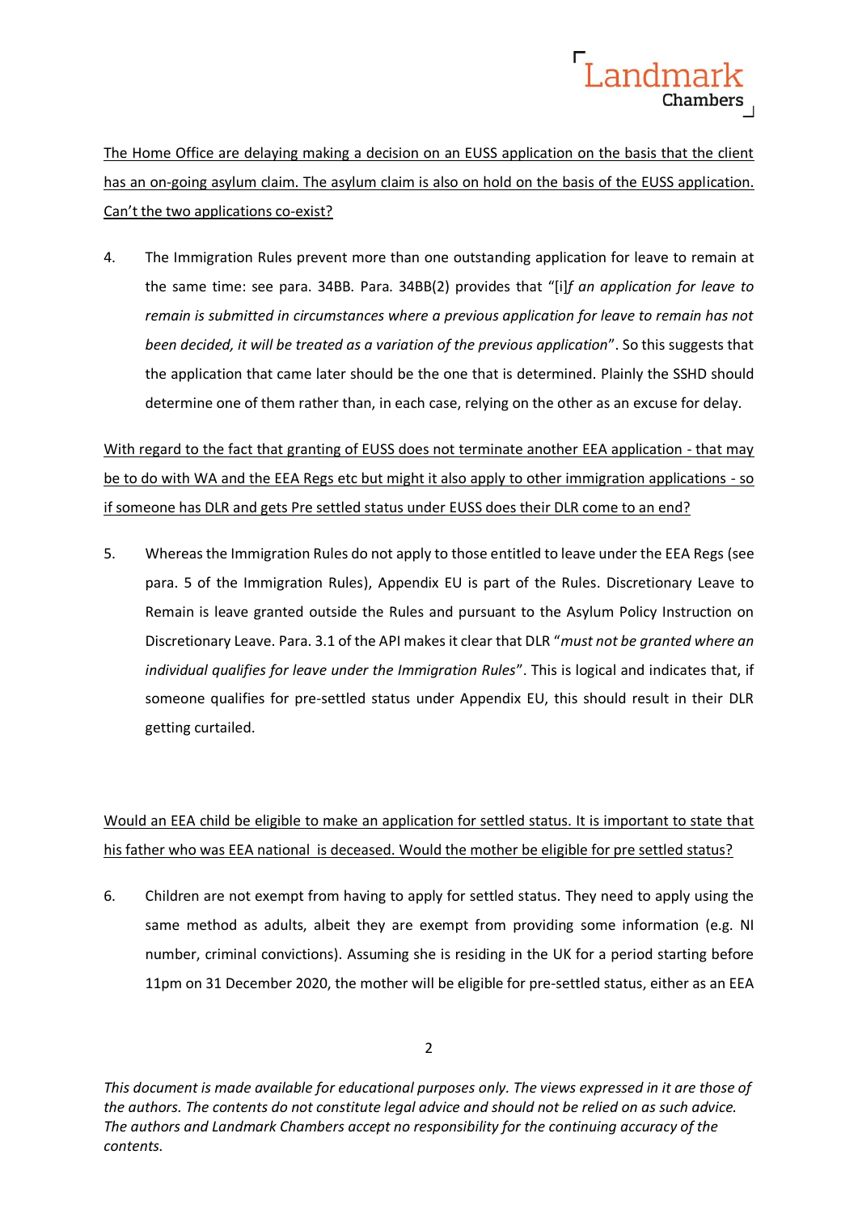<u>The Home Office are delaying making a decision on an EUSS application on the basis that the client has an on-going asylum claim. The asylum claim is also on hold on the basis of the EUSS application. Can't the two applications co-exist?</u>

4. The Immigration Rules prevent more than one outstanding application for leave to remain at the same time: see para. 34BB. Para. 34BB(2) provides that "[i]*f an application for leave to remain is submitted in circumstances where a previous application for leave to remain has not been decided, it will be treated as a variation of the previous application*". So this suggests that the application that came later should be the one that is determined. Plainly the SSHD should determine one of them rather than, in each case, relying on the other as an excuse for delay.

<u>With regard to the fact that granting of EUSS does not terminate another EEA application - that may be to do with WA and the EEA Regs etc but might it also apply to other immigration applications - so if someone has DLR and gets Pre settled status under EUSS does their DLR come to an end?</u>

5. Whereas the Immigration Rules do not apply to those entitled to leave under the EEA Regs (see para. 5 of the Immigration Rules), Appendix EU is part of the Rules. Discretionary Leave to Remain is leave granted outside the Rules and pursuant to the Asylum Policy Instruction on Discretionary Leave. Para. 3.1 of the API makes it clear that DLR "*must not be granted where an individual qualifies for leave under the Immigration Rules*". This is logical and indicates that, if someone qualifies for pre-settled status under Appendix EU, this should result in their DLR getting curtailed.

<u>Would an EEA child be eligible to make an application for settled status. It is important to state that his father who was EEA national is deceased. Would the mother be eligible for pre settled status?</u>

6. Children are not exempt from having to apply for settled status. They need to apply using the same method as adults, albeit they are exempt from providing some information (e.g. NI number, criminal convictions). Assuming she is residing in the UK for a period starting before 11pm on 31 December 2020, the mother will be eligible for pre-settled status, either as an EEA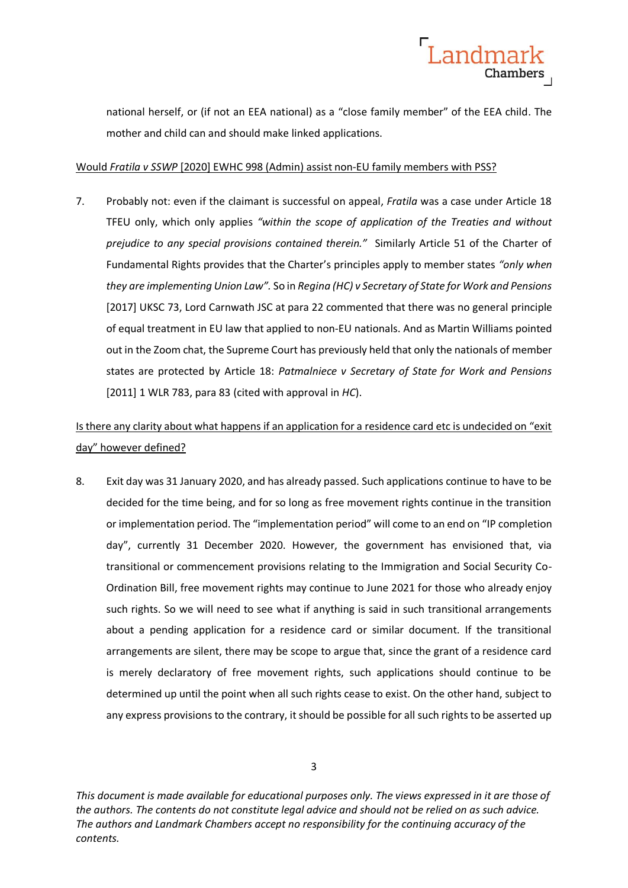national herself, or (if not an EEA national) as a "close family member" of the EEA child. The mother and child can and should make linked applications.

<u>Would *Fratila v SSWP* [2020] EWHC 998 (Admin) assist non-EU family members with PSS?</u>

7. Probably not: even if the claimant is successful on appeal, *Fratila* was a case under Article 18 TFEU only, which only applies *"within the scope of application of the Treaties and without prejudice to any special provisions contained therein."* Similarly Article 51 of the Charter of Fundamental Rights provides that the Charter's principles apply to member states *"only when they are implementing Union Law".* So in *Regina (HC) v Secretary of State for Work and Pensions* [2017] UKSC 73, Lord Carnwath JSC at para 22 commented that there was no general principle of equal treatment in EU law that applied to non-EU nationals. And as Martin Williams pointed out in the Zoom chat, the Supreme Court has previously held that only the nationals of member states are protected by Article 18: *Patmalniece v Secretary of State for Work and Pensions* [2011] 1 WLR 783, para 83 (cited with approval in *HC*).

<u>Is there any clarity about what happens if an application for a residence card etc is undecided on "exit day" however defined?</u>

8. Exit day was 31 January 2020, and has already passed. Such applications continue to have to be decided for the time being, and for so long as free movement rights continue in the transition or implementation period. The "implementation period" will come to an end on "IP completion day", currently 31 December 2020. However, the government has envisioned that, via transitional or commencement provisions relating to the Immigration and Social Security Co-Ordination Bill, free movement rights may continue to June 2021 for those who already enjoy such rights. So we will need to see what if anything is said in such transitional arrangements about a pending application for a residence card or similar document. If the transitional arrangements are silent, there may be scope to argue that, since the grant of a residence card is merely declaratory of free movement rights, such applications should continue to be determined up until the point when all such rights cease to exist. On the other hand, subject to any express provisions to the contrary, it should be possible for all such rights to be asserted up

*This document is made available for educational purposes only. The views expressed in it are those of the authors. The contents do not constitute legal advice and should not be relied on as such advice. The authors and Landmark Chambers accept no responsibility for the continuing accuracy of the contents.*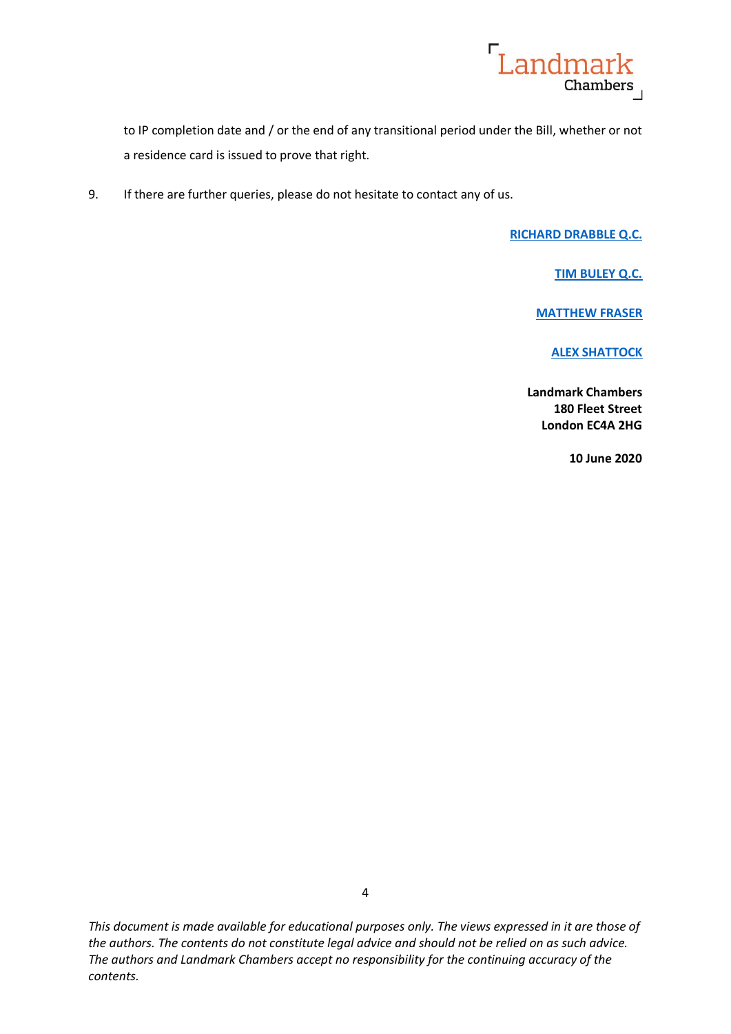to IP completion date and / or the end of any transitional period under the Bill, whether or not a residence card is issued to prove that right.

9. If there are further queries, please do not hesitate to contact any of us.

**RICHARD DRABBLE Q.C.**

**TIM BULEY Q.C.**

**MATTHEW FRASER**

**ALEX SHATTOCK**

**Landmark Chambers**
**180 Fleet Street**
**London EC4A 2HG**

**10 June 2020**

*This document is made available for educational purposes only. The views expressed in it are those of the authors. The contents do not constitute legal advice and should not be relied on as such advice. The authors and Landmark Chambers accept no responsibility for the continuing accuracy of the contents.*